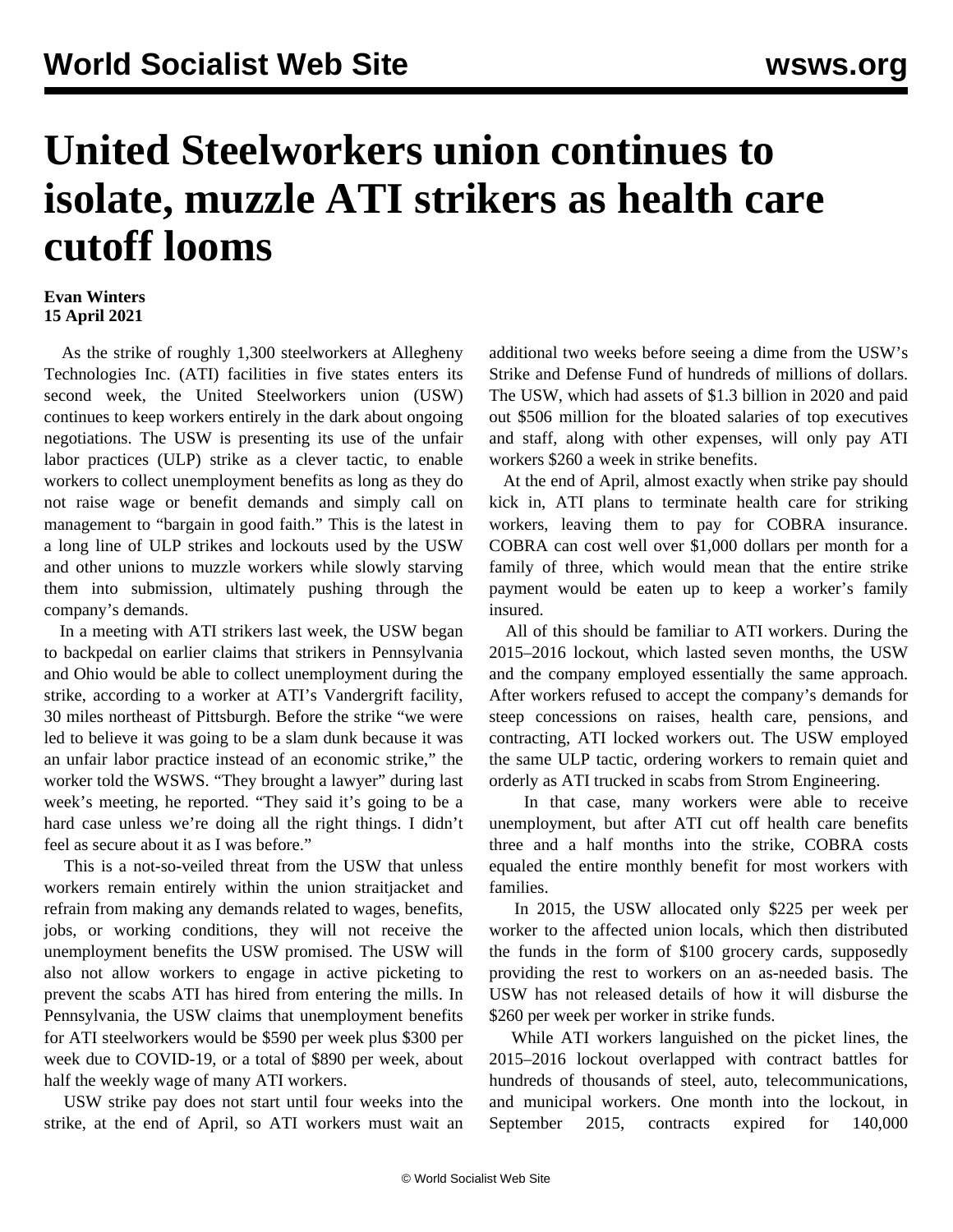# United Steelworkers union continues to isolate, muzzle ATI strikers as health care cutoff looms

**Evan Winters**
**15 April 2021**

As the strike of roughly 1,300 steelworkers at Allegheny Technologies Inc. (ATI) facilities in five states enters its second week, the United Steelworkers union (USW) continues to keep workers entirely in the dark about ongoing negotiations. The USW is presenting its use of the unfair labor practices (ULP) strike as a clever tactic, to enable workers to collect unemployment benefits as long as they do not raise wage or benefit demands and simply call on management to "bargain in good faith." This is the latest in a long line of ULP strikes and lockouts used by the USW and other unions to muzzle workers while slowly starving them into submission, ultimately pushing through the company's demands.

In a meeting with ATI strikers last week, the USW began to backpedal on earlier claims that strikers in Pennsylvania and Ohio would be able to collect unemployment during the strike, according to a worker at ATI's Vandergrift facility, 30 miles northeast of Pittsburgh. Before the strike "we were led to believe it was going to be a slam dunk because it was an unfair labor practice instead of an economic strike," the worker told the WSWS. "They brought a lawyer" during last week's meeting, he reported. "They said it's going to be a hard case unless we're doing all the right things. I didn't feel as secure about it as I was before."

This is a not-so-veiled threat from the USW that unless workers remain entirely within the union straitjacket and refrain from making any demands related to wages, benefits, jobs, or working conditions, they will not receive the unemployment benefits the USW promised. The USW will also not allow workers to engage in active picketing to prevent the scabs ATI has hired from entering the mills. In Pennsylvania, the USW claims that unemployment benefits for ATI steelworkers would be $590 per week plus $300 per week due to COVID-19, or a total of $890 per week, about half the weekly wage of many ATI workers.

USW strike pay does not start until four weeks into the strike, at the end of April, so ATI workers must wait an additional two weeks before seeing a dime from the USW's Strike and Defense Fund of hundreds of millions of dollars. The USW, which had assets of $1.3 billion in 2020 and paid out $506 million for the bloated salaries of top executives and staff, along with other expenses, will only pay ATI workers $260 a week in strike benefits.

At the end of April, almost exactly when strike pay should kick in, ATI plans to terminate health care for striking workers, leaving them to pay for COBRA insurance. COBRA can cost well over $1,000 dollars per month for a family of three, which would mean that the entire strike payment would be eaten up to keep a worker's family insured.

All of this should be familiar to ATI workers. During the 2015–2016 lockout, which lasted seven months, the USW and the company employed essentially the same approach. After workers refused to accept the company's demands for steep concessions on raises, health care, pensions, and contracting, ATI locked workers out. The USW employed the same ULP tactic, ordering workers to remain quiet and orderly as ATI trucked in scabs from Strom Engineering.

In that case, many workers were able to receive unemployment, but after ATI cut off health care benefits three and a half months into the strike, COBRA costs equaled the entire monthly benefit for most workers with families.

In 2015, the USW allocated only $225 per week per worker to the affected union locals, which then distributed the funds in the form of $100 grocery cards, supposedly providing the rest to workers on an as-needed basis. The USW has not released details of how it will disburse the $260 per week per worker in strike funds.

While ATI workers languished on the picket lines, the 2015–2016 lockout overlapped with contract battles for hundreds of thousands of steel, auto, telecommunications, and municipal workers. One month into the lockout, in September 2015, contracts expired for 140,000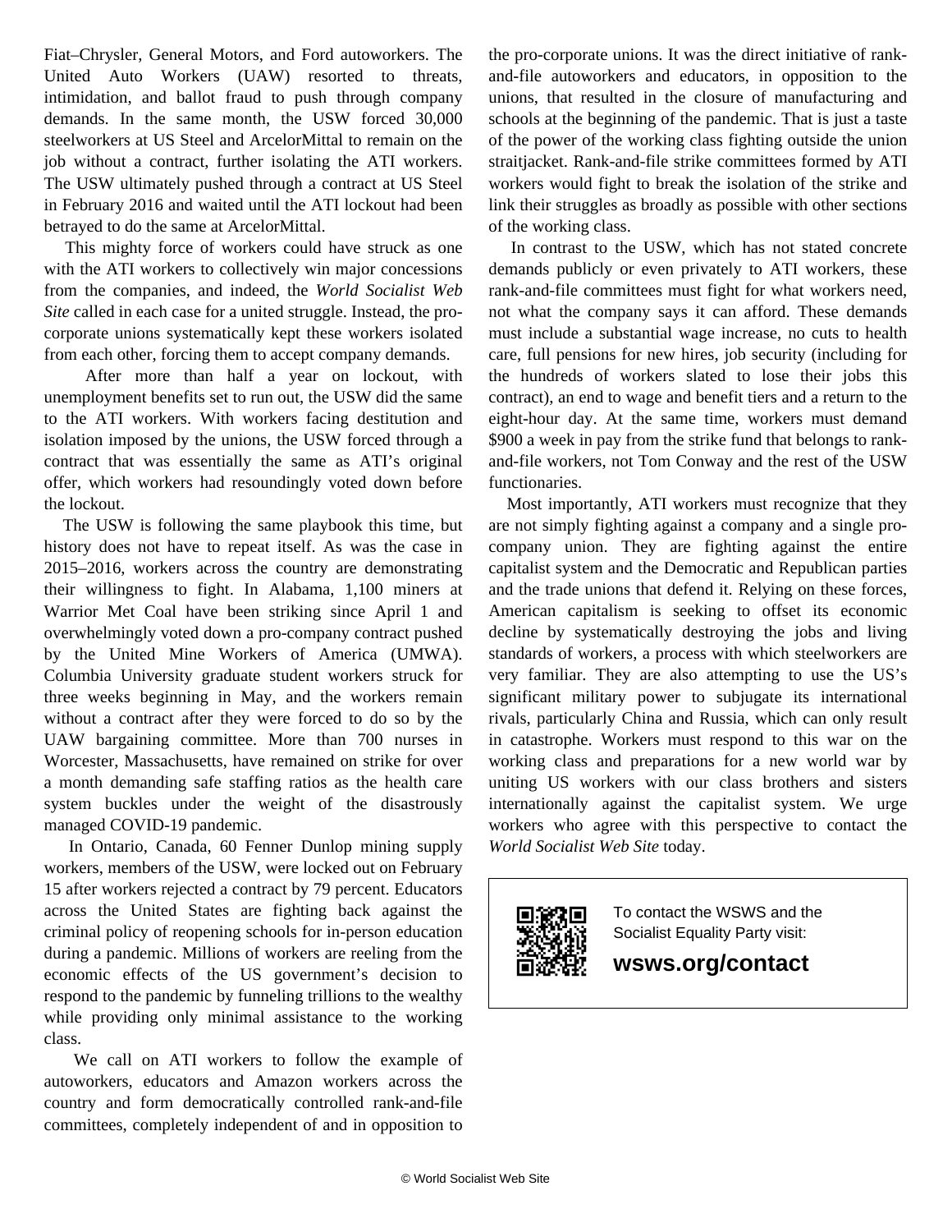Fiat–Chrysler, General Motors, and Ford autoworkers. The United Auto Workers (UAW) resorted to threats, intimidation, and ballot fraud to push through company demands. In the same month, the USW forced 30,000 steelworkers at US Steel and ArcelorMittal to remain on the job without a contract, further isolating the ATI workers. The USW ultimately pushed through a contract at US Steel in February 2016 and waited until the ATI lockout had been betrayed to do the same at ArcelorMittal.

This mighty force of workers could have struck as one with the ATI workers to collectively win major concessions from the companies, and indeed, the *World Socialist Web Site* called in each case for a united struggle. Instead, the pro-corporate unions systematically kept these workers isolated from each other, forcing them to accept company demands.

After more than half a year on lockout, with unemployment benefits set to run out, the USW did the same to the ATI workers. With workers facing destitution and isolation imposed by the unions, the USW forced through a contract that was essentially the same as ATI's original offer, which workers had resoundingly voted down before the lockout.

The USW is following the same playbook this time, but history does not have to repeat itself. As was the case in 2015–2016, workers across the country are demonstrating their willingness to fight. In Alabama, 1,100 miners at Warrior Met Coal have been striking since April 1 and overwhelmingly voted down a pro-company contract pushed by the United Mine Workers of America (UMWA). Columbia University graduate student workers struck for three weeks beginning in May, and the workers remain without a contract after they were forced to do so by the UAW bargaining committee. More than 700 nurses in Worcester, Massachusetts, have remained on strike for over a month demanding safe staffing ratios as the health care system buckles under the weight of the disastrously managed COVID-19 pandemic.

In Ontario, Canada, 60 Fenner Dunlop mining supply workers, members of the USW, were locked out on February 15 after workers rejected a contract by 79 percent. Educators across the United States are fighting back against the criminal policy of reopening schools for in-person education during a pandemic. Millions of workers are reeling from the economic effects of the US government's decision to respond to the pandemic by funneling trillions to the wealthy while providing only minimal assistance to the working class.

We call on ATI workers to follow the example of autoworkers, educators and Amazon workers across the country and form democratically controlled rank-and-file committees, completely independent of and in opposition to the pro-corporate unions. It was the direct initiative of rank-and-file autoworkers and educators, in opposition to the unions, that resulted in the closure of manufacturing and schools at the beginning of the pandemic. That is just a taste of the power of the working class fighting outside the union straitjacket. Rank-and-file strike committees formed by ATI workers would fight to break the isolation of the strike and link their struggles as broadly as possible with other sections of the working class.

In contrast to the USW, which has not stated concrete demands publicly or even privately to ATI workers, these rank-and-file committees must fight for what workers need, not what the company says it can afford. These demands must include a substantial wage increase, no cuts to health care, full pensions for new hires, job security (including for the hundreds of workers slated to lose their jobs this contract), an end to wage and benefit tiers and a return to the eight-hour day. At the same time, workers must demand $900 a week in pay from the strike fund that belongs to rank-and-file workers, not Tom Conway and the rest of the USW functionaries.

Most importantly, ATI workers must recognize that they are not simply fighting against a company and a single pro-company union. They are fighting against the entire capitalist system and the Democratic and Republican parties and the trade unions that defend it. Relying on these forces, American capitalism is seeking to offset its economic decline by systematically destroying the jobs and living standards of workers, a process with which steelworkers are very familiar. They are also attempting to use the US's significant military power to subjugate its international rivals, particularly China and Russia, which can only result in catastrophe. Workers must respond to this war on the working class and preparations for a new world war by uniting US workers with our class brothers and sisters internationally against the capitalist system. We urge workers who agree with this perspective to contact the *World Socialist Web Site* today.

To contact the WSWS and the Socialist Equality Party visit:

**wsws.org/contact**